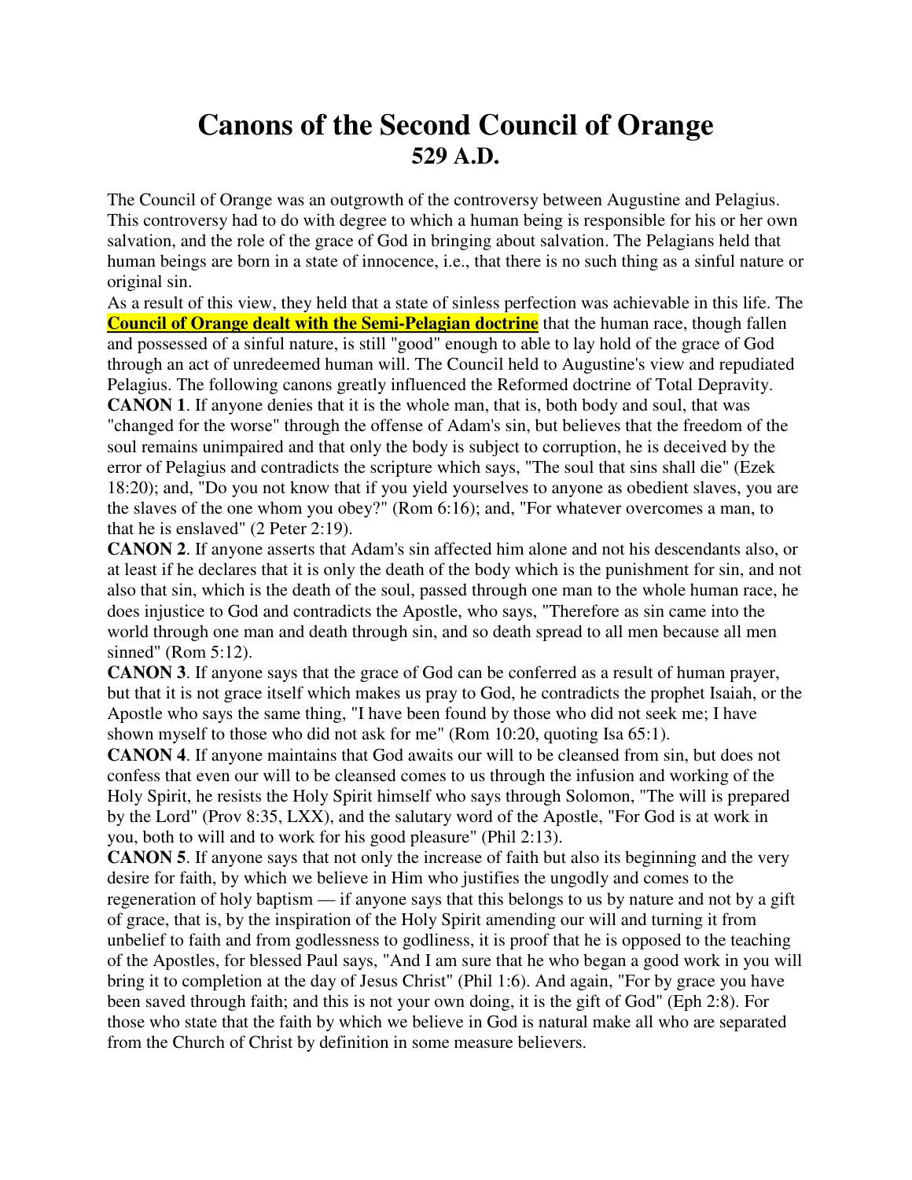# Canons of the Second Council of Orange
## 529 A.D.

The Council of Orange was an outgrowth of the controversy between Augustine and Pelagius. This controversy had to do with degree to which a human being is responsible for his or her own salvation, and the role of the grace of God in bringing about salvation. The Pelagians held that human beings are born in a state of innocence, i.e., that there is no such thing as a sinful nature or original sin.

As a result of this view, they held that a state of sinless perfection was achievable in this life. The **Council of Orange dealt with the Semi-Pelagian doctrine** that the human race, though fallen and possessed of a sinful nature, is still "good" enough to able to lay hold of the grace of God through an act of unredeemed human will. The Council held to Augustine's view and repudiated Pelagius. The following canons greatly influenced the Reformed doctrine of Total Depravity.

**CANON 1**. If anyone denies that it is the whole man, that is, both body and soul, that was "changed for the worse" through the offense of Adam's sin, but believes that the freedom of the soul remains unimpaired and that only the body is subject to corruption, he is deceived by the error of Pelagius and contradicts the scripture which says, "The soul that sins shall die" (Ezek 18:20); and, "Do you not know that if you yield yourselves to anyone as obedient slaves, you are the slaves of the one whom you obey?" (Rom 6:16); and, "For whatever overcomes a man, to that he is enslaved" (2 Peter 2:19).

**CANON 2**. If anyone asserts that Adam's sin affected him alone and not his descendants also, or at least if he declares that it is only the death of the body which is the punishment for sin, and not also that sin, which is the death of the soul, passed through one man to the whole human race, he does injustice to God and contradicts the Apostle, who says, "Therefore as sin came into the world through one man and death through sin, and so death spread to all men because all men sinned" (Rom 5:12).

**CANON 3**. If anyone says that the grace of God can be conferred as a result of human prayer, but that it is not grace itself which makes us pray to God, he contradicts the prophet Isaiah, or the Apostle who says the same thing, "I have been found by those who did not seek me; I have shown myself to those who did not ask for me" (Rom 10:20, quoting Isa 65:1).

**CANON 4**. If anyone maintains that God awaits our will to be cleansed from sin, but does not confess that even our will to be cleansed comes to us through the infusion and working of the Holy Spirit, he resists the Holy Spirit himself who says through Solomon, "The will is prepared by the Lord" (Prov 8:35, LXX), and the salutary word of the Apostle, "For God is at work in you, both to will and to work for his good pleasure" (Phil 2:13).

**CANON 5**. If anyone says that not only the increase of faith but also its beginning and the very desire for faith, by which we believe in Him who justifies the ungodly and comes to the regeneration of holy baptism — if anyone says that this belongs to us by nature and not by a gift of grace, that is, by the inspiration of the Holy Spirit amending our will and turning it from unbelief to faith and from godlessness to godliness, it is proof that he is opposed to the teaching of the Apostles, for blessed Paul says, "And I am sure that he who began a good work in you will bring it to completion at the day of Jesus Christ" (Phil 1:6). And again, "For by grace you have been saved through faith; and this is not your own doing, it is the gift of God" (Eph 2:8). For those who state that the faith by which we believe in God is natural make all who are separated from the Church of Christ by definition in some measure believers.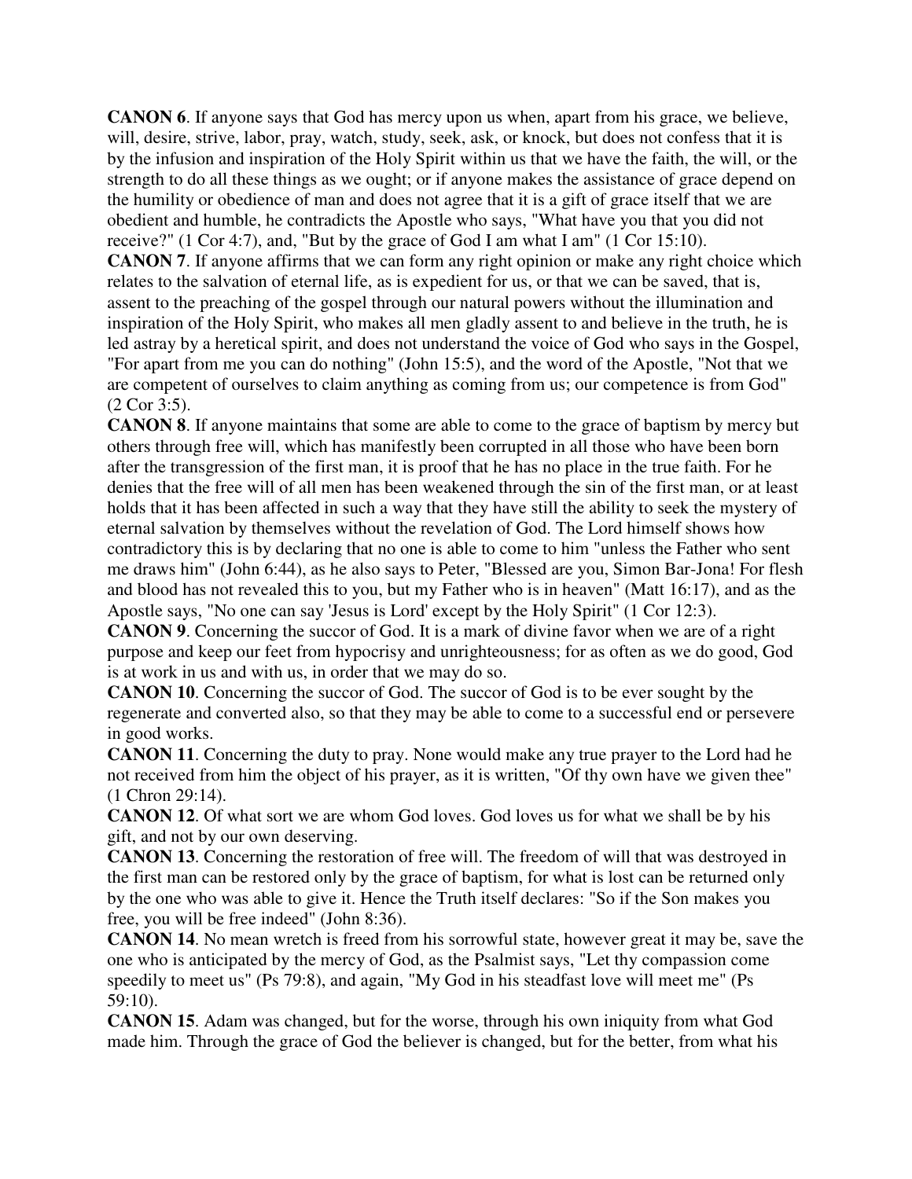**CANON 6**. If anyone says that God has mercy upon us when, apart from his grace, we believe, will, desire, strive, labor, pray, watch, study, seek, ask, or knock, but does not confess that it is by the infusion and inspiration of the Holy Spirit within us that we have the faith, the will, or the strength to do all these things as we ought; or if anyone makes the assistance of grace depend on the humility or obedience of man and does not agree that it is a gift of grace itself that we are obedient and humble, he contradicts the Apostle who says, "What have you that you did not receive?" (1 Cor 4:7), and, "But by the grace of God I am what I am" (1 Cor 15:10).

**CANON 7**. If anyone affirms that we can form any right opinion or make any right choice which relates to the salvation of eternal life, as is expedient for us, or that we can be saved, that is, assent to the preaching of the gospel through our natural powers without the illumination and inspiration of the Holy Spirit, who makes all men gladly assent to and believe in the truth, he is led astray by a heretical spirit, and does not understand the voice of God who says in the Gospel, "For apart from me you can do nothing" (John 15:5), and the word of the Apostle, "Not that we are competent of ourselves to claim anything as coming from us; our competence is from God" (2 Cor 3:5).

**CANON 8**. If anyone maintains that some are able to come to the grace of baptism by mercy but others through free will, which has manifestly been corrupted in all those who have been born after the transgression of the first man, it is proof that he has no place in the true faith. For he denies that the free will of all men has been weakened through the sin of the first man, or at least holds that it has been affected in such a way that they have still the ability to seek the mystery of eternal salvation by themselves without the revelation of God. The Lord himself shows how contradictory this is by declaring that no one is able to come to him "unless the Father who sent me draws him" (John 6:44), as he also says to Peter, "Blessed are you, Simon Bar-Jona! For flesh and blood has not revealed this to you, but my Father who is in heaven" (Matt 16:17), and as the Apostle says, "No one can say 'Jesus is Lord' except by the Holy Spirit" (1 Cor 12:3).

**CANON 9**. Concerning the succor of God. It is a mark of divine favor when we are of a right purpose and keep our feet from hypocrisy and unrighteousness; for as often as we do good, God is at work in us and with us, in order that we may do so.

**CANON 10**. Concerning the succor of God. The succor of God is to be ever sought by the regenerate and converted also, so that they may be able to come to a successful end or persevere in good works.

**CANON 11**. Concerning the duty to pray. None would make any true prayer to the Lord had he not received from him the object of his prayer, as it is written, "Of thy own have we given thee" (1 Chron 29:14).

**CANON 12**. Of what sort we are whom God loves. God loves us for what we shall be by his gift, and not by our own deserving.

**CANON 13**. Concerning the restoration of free will. The freedom of will that was destroyed in the first man can be restored only by the grace of baptism, for what is lost can be returned only by the one who was able to give it. Hence the Truth itself declares: "So if the Son makes you free, you will be free indeed" (John 8:36).

**CANON 14**. No mean wretch is freed from his sorrowful state, however great it may be, save the one who is anticipated by the mercy of God, as the Psalmist says, "Let thy compassion come speedily to meet us" (Ps 79:8), and again, "My God in his steadfast love will meet me" (Ps 59:10).

**CANON 15**. Adam was changed, but for the worse, through his own iniquity from what God made him. Through the grace of God the believer is changed, but for the better, from what his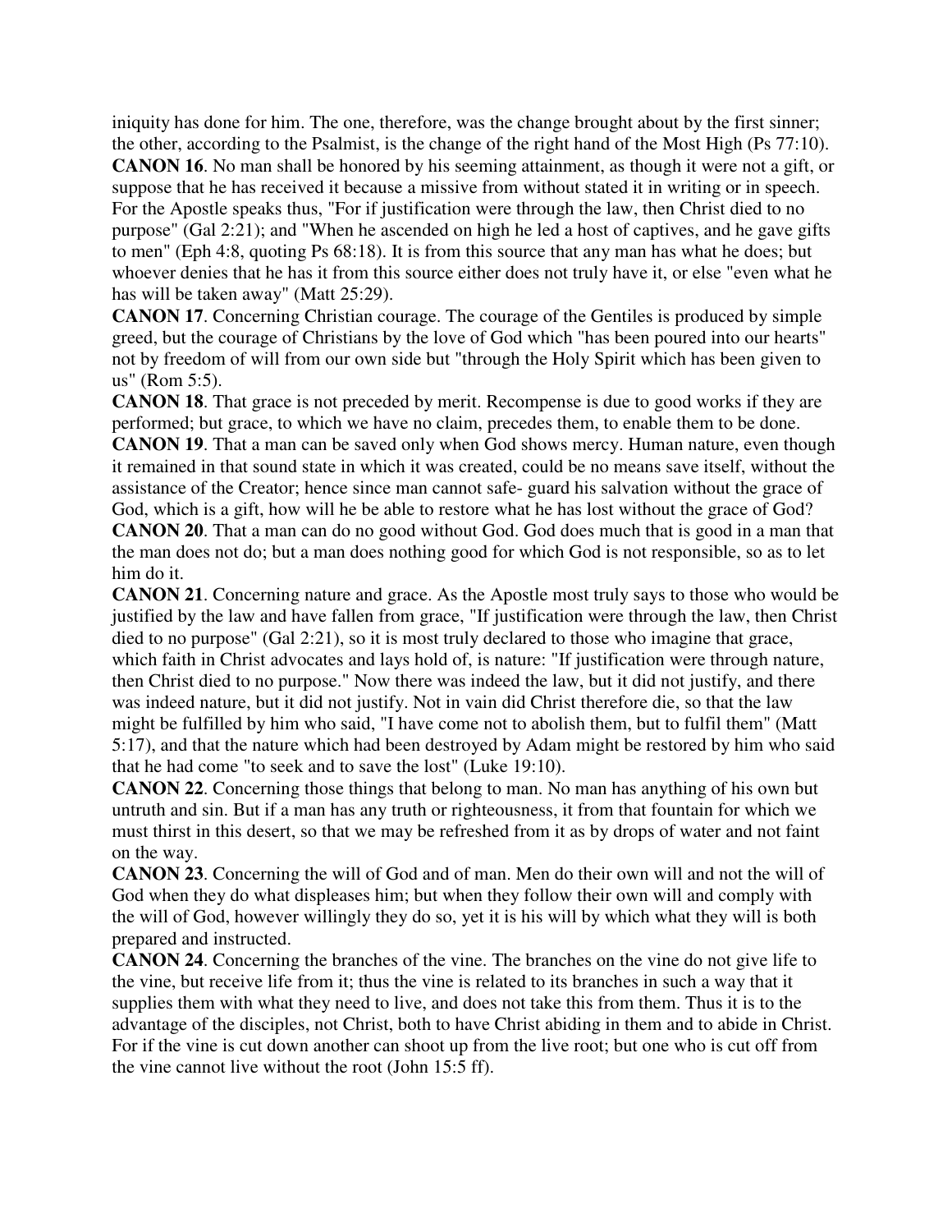iniquity has done for him. The one, therefore, was the change brought about by the first sinner; the other, according to the Psalmist, is the change of the right hand of the Most High (Ps 77:10).

**CANON 16**. No man shall be honored by his seeming attainment, as though it were not a gift, or suppose that he has received it because a missive from without stated it in writing or in speech. For the Apostle speaks thus, "For if justification were through the law, then Christ died to no purpose" (Gal 2:21); and "When he ascended on high he led a host of captives, and he gave gifts to men" (Eph 4:8, quoting Ps 68:18). It is from this source that any man has what he does; but whoever denies that he has it from this source either does not truly have it, or else "even what he has will be taken away" (Matt 25:29).

**CANON 17**. Concerning Christian courage. The courage of the Gentiles is produced by simple greed, but the courage of Christians by the love of God which "has been poured into our hearts" not by freedom of will from our own side but "through the Holy Spirit which has been given to us" (Rom 5:5).

**CANON 18**. That grace is not preceded by merit. Recompense is due to good works if they are performed; but grace, to which we have no claim, precedes them, to enable them to be done.

**CANON 19**. That a man can be saved only when God shows mercy. Human nature, even though it remained in that sound state in which it was created, could be no means save itself, without the assistance of the Creator; hence since man cannot safe- guard his salvation without the grace of God, which is a gift, how will he be able to restore what he has lost without the grace of God?

**CANON 20**. That a man can do no good without God. God does much that is good in a man that the man does not do; but a man does nothing good for which God is not responsible, so as to let him do it.

**CANON 21**. Concerning nature and grace. As the Apostle most truly says to those who would be justified by the law and have fallen from grace, "If justification were through the law, then Christ died to no purpose" (Gal 2:21), so it is most truly declared to those who imagine that grace, which faith in Christ advocates and lays hold of, is nature: "If justification were through nature, then Christ died to no purpose." Now there was indeed the law, but it did not justify, and there was indeed nature, but it did not justify. Not in vain did Christ therefore die, so that the law might be fulfilled by him who said, "I have come not to abolish them, but to fulfil them" (Matt 5:17), and that the nature which had been destroyed by Adam might be restored by him who said that he had come "to seek and to save the lost" (Luke 19:10).

**CANON 22**. Concerning those things that belong to man. No man has anything of his own but untruth and sin. But if a man has any truth or righteousness, it from that fountain for which we must thirst in this desert, so that we may be refreshed from it as by drops of water and not faint on the way.

**CANON 23**. Concerning the will of God and of man. Men do their own will and not the will of God when they do what displeases him; but when they follow their own will and comply with the will of God, however willingly they do so, yet it is his will by which what they will is both prepared and instructed.

**CANON 24**. Concerning the branches of the vine. The branches on the vine do not give life to the vine, but receive life from it; thus the vine is related to its branches in such a way that it supplies them with what they need to live, and does not take this from them. Thus it is to the advantage of the disciples, not Christ, both to have Christ abiding in them and to abide in Christ. For if the vine is cut down another can shoot up from the live root; but one who is cut off from the vine cannot live without the root (John 15:5 ff).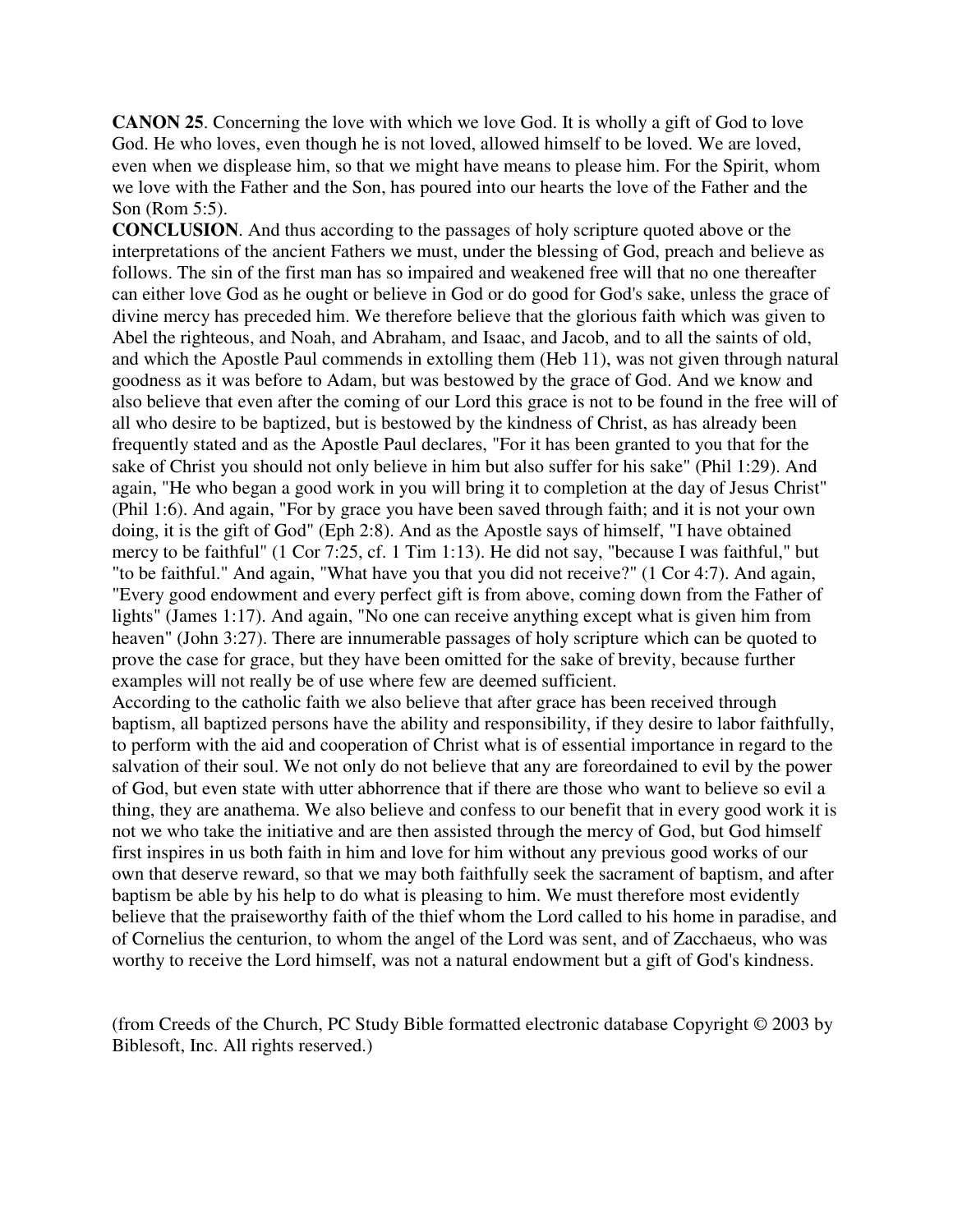**CANON 25**. Concerning the love with which we love God. It is wholly a gift of God to love God. He who loves, even though he is not loved, allowed himself to be loved. We are loved, even when we displease him, so that we might have means to please him. For the Spirit, whom we love with the Father and the Son, has poured into our hearts the love of the Father and the Son (Rom 5:5).

**CONCLUSION**. And thus according to the passages of holy scripture quoted above or the interpretations of the ancient Fathers we must, under the blessing of God, preach and believe as follows. The sin of the first man has so impaired and weakened free will that no one thereafter can either love God as he ought or believe in God or do good for God's sake, unless the grace of divine mercy has preceded him. We therefore believe that the glorious faith which was given to Abel the righteous, and Noah, and Abraham, and Isaac, and Jacob, and to all the saints of old, and which the Apostle Paul commends in extolling them (Heb 11), was not given through natural goodness as it was before to Adam, but was bestowed by the grace of God. And we know and also believe that even after the coming of our Lord this grace is not to be found in the free will of all who desire to be baptized, but is bestowed by the kindness of Christ, as has already been frequently stated and as the Apostle Paul declares, "For it has been granted to you that for the sake of Christ you should not only believe in him but also suffer for his sake" (Phil 1:29). And again, "He who began a good work in you will bring it to completion at the day of Jesus Christ" (Phil 1:6). And again, "For by grace you have been saved through faith; and it is not your own doing, it is the gift of God" (Eph 2:8). And as the Apostle says of himself, "I have obtained mercy to be faithful" (1 Cor 7:25, cf. 1 Tim 1:13). He did not say, "because I was faithful," but "to be faithful." And again, "What have you that you did not receive?" (1 Cor 4:7). And again, "Every good endowment and every perfect gift is from above, coming down from the Father of lights" (James 1:17). And again, "No one can receive anything except what is given him from heaven" (John 3:27). There are innumerable passages of holy scripture which can be quoted to prove the case for grace, but they have been omitted for the sake of brevity, because further examples will not really be of use where few are deemed sufficient.

According to the catholic faith we also believe that after grace has been received through baptism, all baptized persons have the ability and responsibility, if they desire to labor faithfully, to perform with the aid and cooperation of Christ what is of essential importance in regard to the salvation of their soul. We not only do not believe that any are foreordained to evil by the power of God, but even state with utter abhorrence that if there are those who want to believe so evil a thing, they are anathema. We also believe and confess to our benefit that in every good work it is not we who take the initiative and are then assisted through the mercy of God, but God himself first inspires in us both faith in him and love for him without any previous good works of our own that deserve reward, so that we may both faithfully seek the sacrament of baptism, and after baptism be able by his help to do what is pleasing to him. We must therefore most evidently believe that the praiseworthy faith of the thief whom the Lord called to his home in paradise, and of Cornelius the centurion, to whom the angel of the Lord was sent, and of Zacchaeus, who was worthy to receive the Lord himself, was not a natural endowment but a gift of God's kindness.

(from Creeds of the Church, PC Study Bible formatted electronic database Copyright © 2003 by Biblesoft, Inc. All rights reserved.)